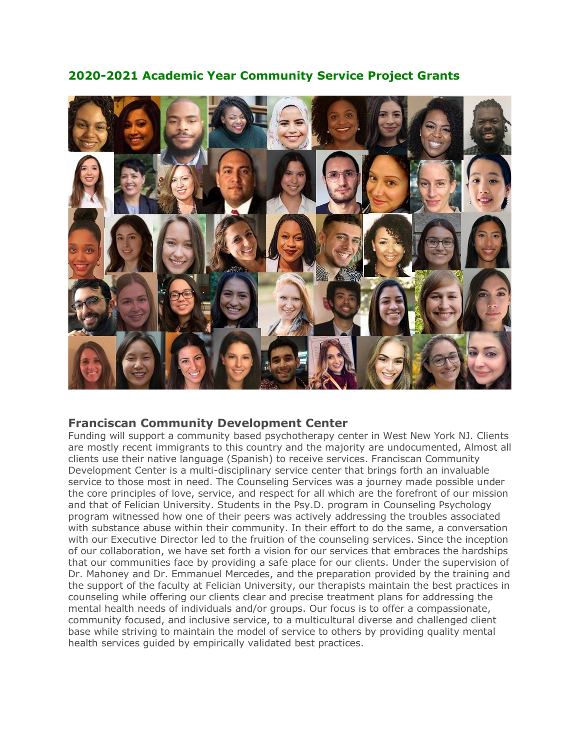## 2020-2021 Academic Year Community Service Project Grants

### Franciscan Community Development Center

Funding will support a community based psychotherapy center in West New York NJ. Clients are mostly recent immigrants to this country and the majority are undocumented, Almost all clients use their native language (Spanish) to receive services. Franciscan Community Development Center is a multi-disciplinary service center that brings forth an invaluable service to those most in need. The Counseling Services was a journey made possible under the core principles of love, service, and respect for all which are the forefront of our mission and that of Felician University. Students in the Psy.D. program in Counseling Psychology program witnessed how one of their peers was actively addressing the troubles associated with substance abuse within their community. In their effort to do the same, a conversation with our Executive Director led to the fruition of the counseling services. Since the inception of our collaboration, we have set forth a vision for our services that embraces the hardships that our communities face by providing a safe place for our clients. Under the supervision of Dr. Mahoney and Dr. Emmanuel Mercedes, and the preparation provided by the training and the support of the faculty at Felician University, our therapists maintain the best practices in counseling while offering our clients clear and precise treatment plans for addressing the mental health needs of individuals and/or groups. Our focus is to offer a compassionate, community focused, and inclusive service, to a multicultural diverse and challenged client base while striving to maintain the model of service to others by providing quality mental health services guided by empirically validated best practices.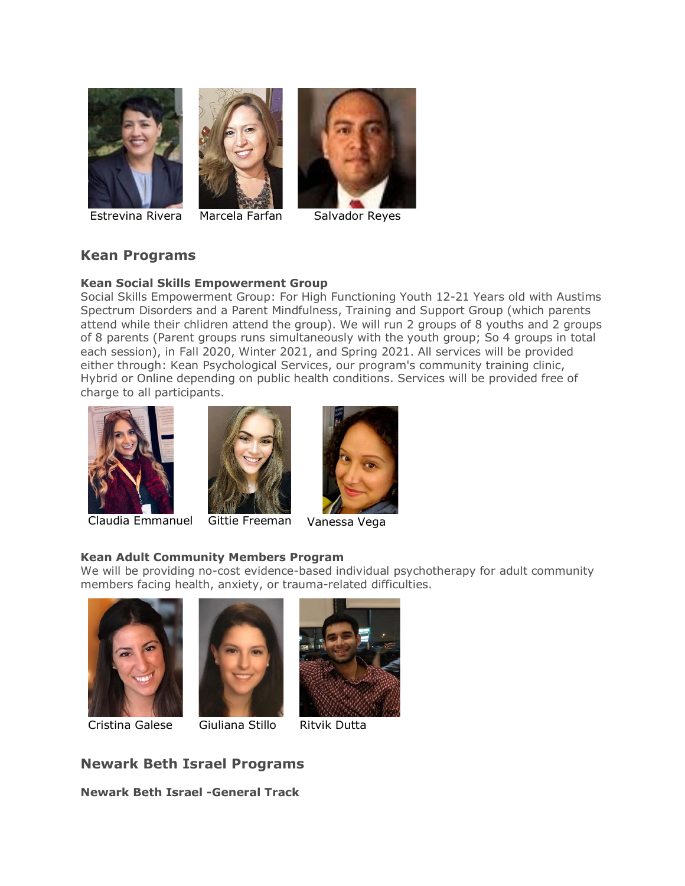Estrevina Rivera Marcela Farfan Salvador Reyes

## Kean Programs

**Kean Social Skills Empowerment Group**
Social Skills Empowerment Group: For High Functioning Youth 12-21 Years old with Austims Spectrum Disorders and a Parent Mindfulness, Training and Support Group (which parents attend while their chlidren attend the group). We will run 2 groups of 8 youths and 2 groups of 8 parents (Parent groups runs simultaneously with the youth group; So 4 groups in total each session), in Fall 2020, Winter 2021, and Spring 2021. All services will be provided either through: Kean Psychological Services, our program's community training clinic, Hybrid or Online depending on public health conditions. Services will be provided free of charge to all participants.

Claudia Emmanuel Gittie Freeman Vanessa Vega

**Kean Adult Community Members Program**
We will be providing no-cost evidence-based individual psychotherapy for adult community members facing health, anxiety, or trauma-related difficulties.

Cristina Galese Giuliana Stillo Ritvik Dutta

## Newark Beth Israel Programs

**Newark Beth Israel -General Track**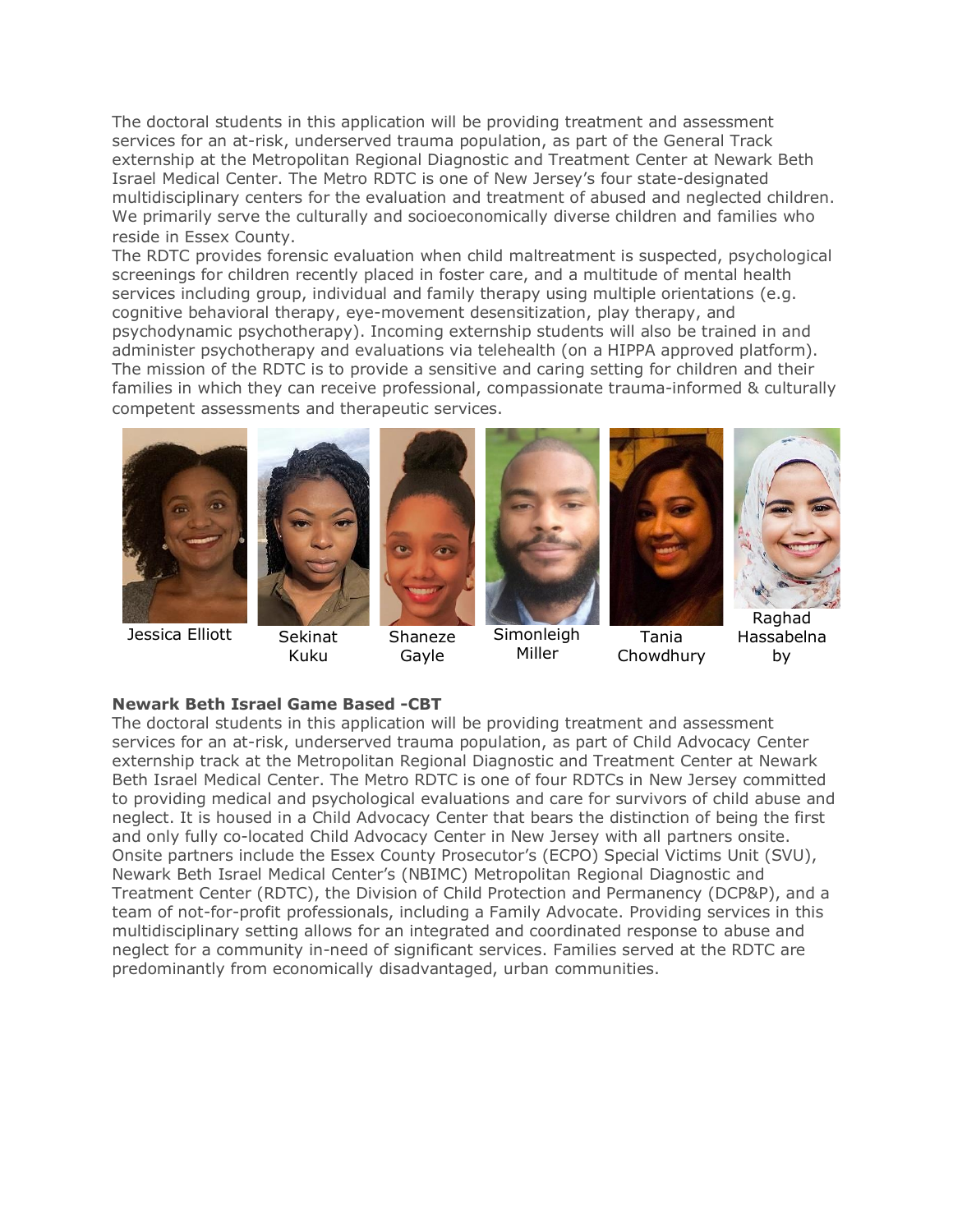The doctoral students in this application will be providing treatment and assessment services for an at-risk, underserved trauma population, as part of the General Track externship at the Metropolitan Regional Diagnostic and Treatment Center at Newark Beth Israel Medical Center. The Metro RDTC is one of New Jersey's four state-designated multidisciplinary centers for the evaluation and treatment of abused and neglected children. We primarily serve the culturally and socioeconomically diverse children and families who reside in Essex County.

The RDTC provides forensic evaluation when child maltreatment is suspected, psychological screenings for children recently placed in foster care, and a multitude of mental health services including group, individual and family therapy using multiple orientations (e.g. cognitive behavioral therapy, eye-movement desensitization, play therapy, and psychodynamic psychotherapy). Incoming externship students will also be trained in and administer psychotherapy and evaluations via telehealth (on a HIPPA approved platform). The mission of the RDTC is to provide a sensitive and caring setting for children and their families in which they can receive professional, compassionate trauma-informed & culturally competent assessments and therapeutic services.

Jessica Elliott | Sekinat Kuku | Shaneze Gayle | Simonleigh Miller | Tania Chowdhury | Raghad Hassabelnaby

**Newark Beth Israel Game Based -CBT**

The doctoral students in this application will be providing treatment and assessment services for an at-risk, underserved trauma population, as part of Child Advocacy Center externship track at the Metropolitan Regional Diagnostic and Treatment Center at Newark Beth Israel Medical Center. The Metro RDTC is one of four RDTCs in New Jersey committed to providing medical and psychological evaluations and care for survivors of child abuse and neglect. It is housed in a Child Advocacy Center that bears the distinction of being the first and only fully co-located Child Advocacy Center in New Jersey with all partners onsite. Onsite partners include the Essex County Prosecutor's (ECPO) Special Victims Unit (SVU), Newark Beth Israel Medical Center's (NBIMC) Metropolitan Regional Diagnostic and Treatment Center (RDTC), the Division of Child Protection and Permanency (DCP&P), and a team of not-for-profit professionals, including a Family Advocate. Providing services in this multidisciplinary setting allows for an integrated and coordinated response to abuse and neglect for a community in-need of significant services. Families served at the RDTC are predominantly from economically disadvantaged, urban communities.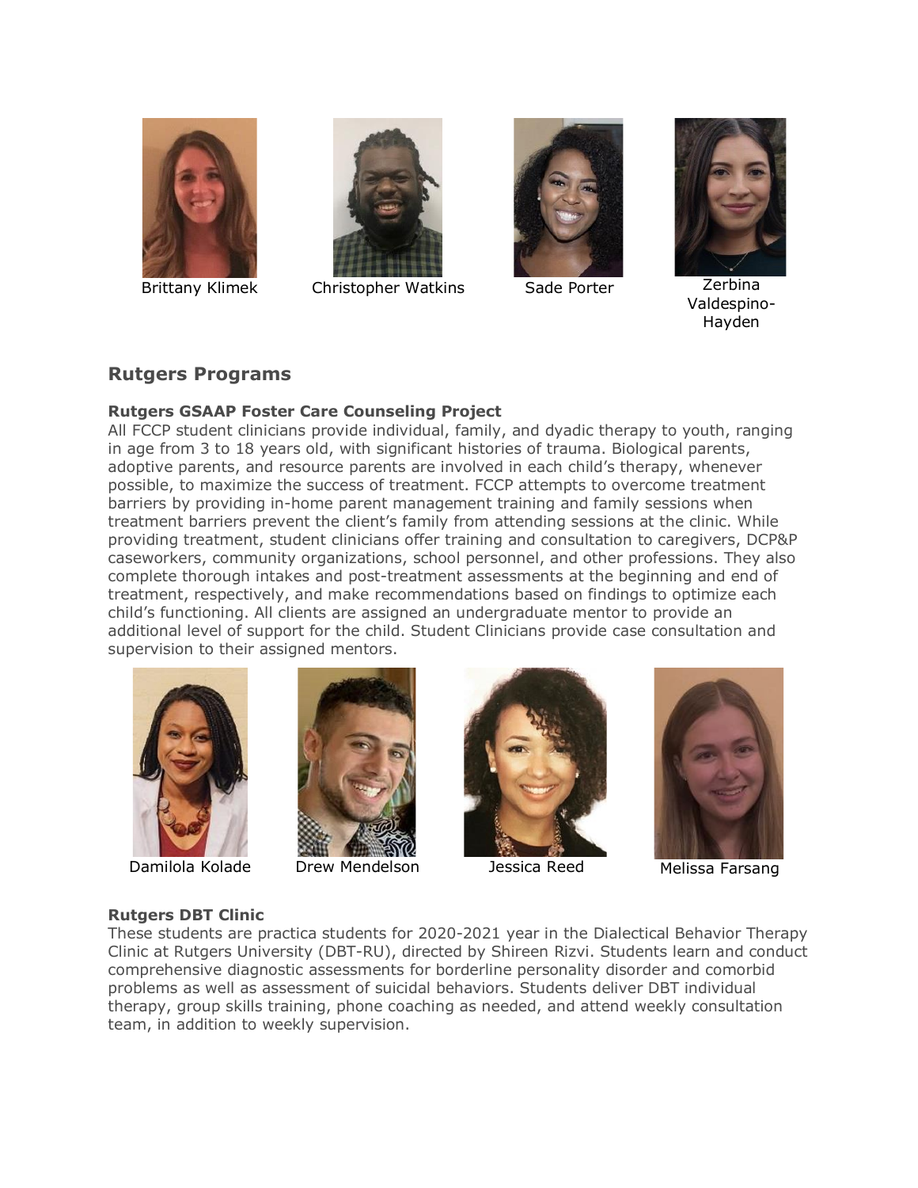Brittany Klimek

Christopher Watkins

Sade Porter

Zerbina Valdespino-Hayden

## Rutgers Programs

**Rutgers GSAAP Foster Care Counseling Project**

All FCCP student clinicians provide individual, family, and dyadic therapy to youth, ranging in age from 3 to 18 years old, with significant histories of trauma. Biological parents, adoptive parents, and resource parents are involved in each child's therapy, whenever possible, to maximize the success of treatment. FCCP attempts to overcome treatment barriers by providing in-home parent management training and family sessions when treatment barriers prevent the client's family from attending sessions at the clinic. While providing treatment, student clinicians offer training and consultation to caregivers, DCP&P caseworkers, community organizations, school personnel, and other professions. They also complete thorough intakes and post-treatment assessments at the beginning and end of treatment, respectively, and make recommendations based on findings to optimize each child's functioning. All clients are assigned an undergraduate mentor to provide an additional level of support for the child. Student Clinicians provide case consultation and supervision to their assigned mentors.

Damilola Kolade

Drew Mendelson

Jessica Reed

Melissa Farsang

**Rutgers DBT Clinic**

These students are practica students for 2020-2021 year in the Dialectical Behavior Therapy Clinic at Rutgers University (DBT-RU), directed by Shireen Rizvi. Students learn and conduct comprehensive diagnostic assessments for borderline personality disorder and comorbid problems as well as assessment of suicidal behaviors. Students deliver DBT individual therapy, group skills training, phone coaching as needed, and attend weekly consultation team, in addition to weekly supervision.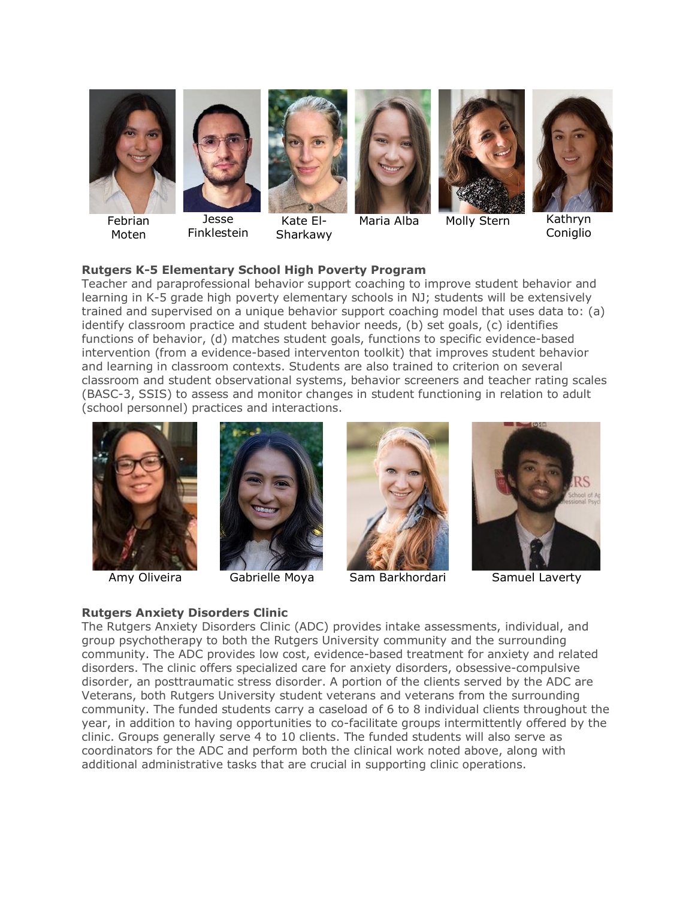Febrian Moten | Jesse Finklestein | Kate El-Sharkawy | Maria Alba | Molly Stern | Kathryn Coniglio

**Rutgers K-5 Elementary School High Poverty Program**

Teacher and paraprofessional behavior support coaching to improve student behavior and learning in K-5 grade high poverty elementary schools in NJ; students will be extensively trained and supervised on a unique behavior support coaching model that uses data to: (a) identify classroom practice and student behavior needs, (b) set goals, (c) identifies functions of behavior, (d) matches student goals, functions to specific evidence-based intervention (from a evidence-based interventon toolkit) that improves student behavior and learning in classroom contexts. Students are also trained to criterion on several classroom and student observational systems, behavior screeners and teacher rating scales (BASC-3, SSIS) to assess and monitor changes in student functioning in relation to adult (school personnel) practices and interactions.

Amy Oliveira | Gabrielle Moya | Sam Barkhordari | Samuel Laverty

**Rutgers Anxiety Disorders Clinic**

The Rutgers Anxiety Disorders Clinic (ADC) provides intake assessments, individual, and group psychotherapy to both the Rutgers University community and the surrounding community. The ADC provides low cost, evidence-based treatment for anxiety and related disorders. The clinic offers specialized care for anxiety disorders, obsessive-compulsive disorder, an posttraumatic stress disorder. A portion of the clients served by the ADC are Veterans, both Rutgers University student veterans and veterans from the surrounding community. The funded students carry a caseload of 6 to 8 individual clients throughout the year, in addition to having opportunities to co-facilitate groups intermittently offered by the clinic. Groups generally serve 4 to 10 clients. The funded students will also serve as coordinators for the ADC and perform both the clinical work noted above, along with additional administrative tasks that are crucial in supporting clinic operations.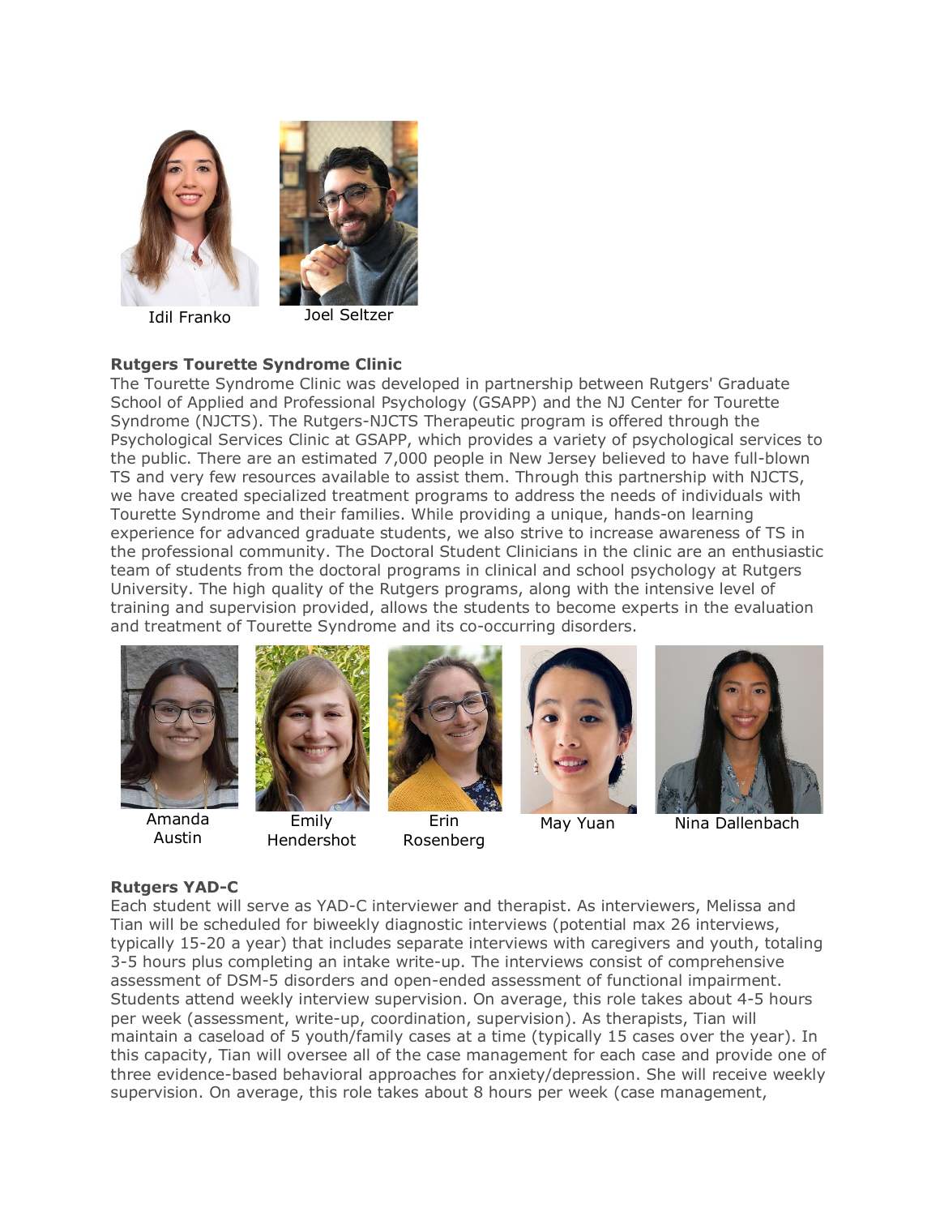Idil Franko

Joel Seltzer

**Rutgers Tourette Syndrome Clinic**

The Tourette Syndrome Clinic was developed in partnership between Rutgers' Graduate School of Applied and Professional Psychology (GSAPP) and the NJ Center for Tourette Syndrome (NJCTS). The Rutgers-NJCTS Therapeutic program is offered through the Psychological Services Clinic at GSAPP, which provides a variety of psychological services to the public. There are an estimated 7,000 people in New Jersey believed to have full-blown TS and very few resources available to assist them. Through this partnership with NJCTS, we have created specialized treatment programs to address the needs of individuals with Tourette Syndrome and their families. While providing a unique, hands-on learning experience for advanced graduate students, we also strive to increase awareness of TS in the professional community. The Doctoral Student Clinicians in the clinic are an enthusiastic team of students from the doctoral programs in clinical and school psychology at Rutgers University. The high quality of the Rutgers programs, along with the intensive level of training and supervision provided, allows the students to become experts in the evaluation and treatment of Tourette Syndrome and its co-occurring disorders.

Amanda Austin

Emily Hendershot

Erin Rosenberg

May Yuan

Nina Dallenbach

**Rutgers YAD-C**

Each student will serve as YAD-C interviewer and therapist. As interviewers, Melissa and Tian will be scheduled for biweekly diagnostic interviews (potential max 26 interviews, typically 15-20 a year) that includes separate interviews with caregivers and youth, totaling 3-5 hours plus completing an intake write-up. The interviews consist of comprehensive assessment of DSM-5 disorders and open-ended assessment of functional impairment. Students attend weekly interview supervision. On average, this role takes about 4-5 hours per week (assessment, write-up, coordination, supervision). As therapists, Tian will maintain a caseload of 5 youth/family cases at a time (typically 15 cases over the year). In this capacity, Tian will oversee all of the case management for each case and provide one of three evidence-based behavioral approaches for anxiety/depression. She will receive weekly supervision. On average, this role takes about 8 hours per week (case management,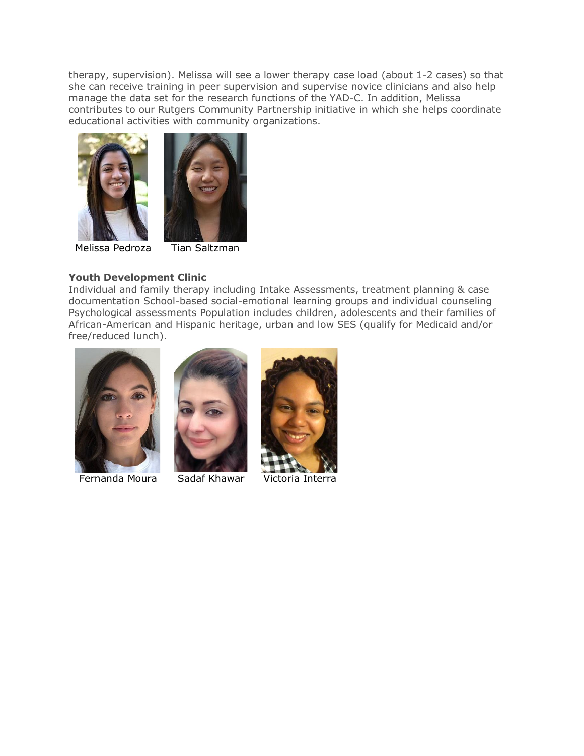therapy, supervision). Melissa will see a lower therapy case load (about 1-2 cases) so that she can receive training in peer supervision and supervise novice clinicians and also help manage the data set for the research functions of the YAD-C. In addition, Melissa contributes to our Rutgers Community Partnership initiative in which she helps coordinate educational activities with community organizations.

Melissa Pedroza    Tian Saltzman

**Youth Development Clinic**

Individual and family therapy including Intake Assessments, treatment planning & case documentation School-based social-emotional learning groups and individual counseling Psychological assessments Population includes children, adolescents and their families of African-American and Hispanic heritage, urban and low SES (qualify for Medicaid and/or free/reduced lunch).

Fernanda Moura    Sadaf Khawar    Victoria Interra